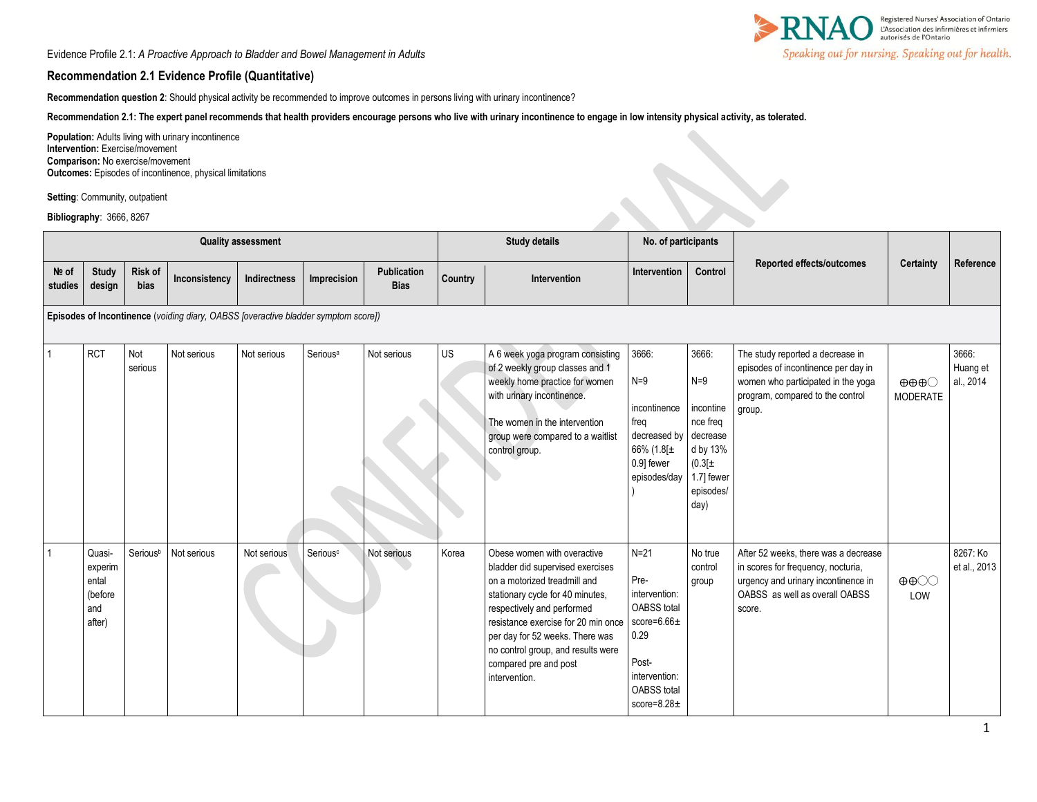Evidence Profile 2.1: *A Proactive Approach to Bladder and Bowel Management in Adults*

## Recommendation 2.1 Evidence Profile (Quantitative)

**Recommendation question 2**: Should physical activity be recommended to improve outcomes in persons living with urinary incontinence?

**Recommendation 2.1: The expert panel recommends that health providers encourage persons who live with urinary incontinence to engage in low intensity physical activity, as tolerated.**

**Population:** Adults living with urinary incontinence
**Intervention:** Exercise/movement
**Comparison:** No exercise/movement
**Outcomes:** Episodes of incontinence, physical limitations

**Setting**: Community, outpatient

**Bibliography**: 3666, 8267

| Quality assessment | | | | | | | Study details | | No. of participants | | Reported effects/outcomes | Certainty | Reference |
|---|---|---|---|---|---|---|---|---|---|---|---|---|---|
| № of studies | Study design | Risk of bias | Inconsistency | Indirectness | Imprecision | Publication Bias | Country | Intervention | Intervention | Control | | | |
| **Episodes of Incontinence** *(voiding diary, OABSS [overactive bladder symptom score])* | | | | | | | | | | | | | |
| 1 | RCT | Not serious | Not serious | Not serious | Serious[a] | Not serious | US | A 6 week yoga program consisting of 2 weekly group classes and 1 weekly home practice for women with urinary incontinence. The women in the intervention group were compared to a waitlist control group. | 3666: N=9 incontinence freq decreased by 66% (1.8[± 0.9] fewer episodes/day) | 3666: N=9 incontinence freq decreased by 13% (0.3[± 1.7] fewer episodes/ day) | The study reported a decrease in episodes of incontinence per day in women who participated in the yoga program, compared to the control group. | ⊕⊕⊕◯ MODERATE | 3666: Huang et al., 2014 |
| 1 | Quasi-experimental (before and after) | Serious[b] | Not serious | Not serious | Serious[c] | Not serious | Korea | Obese women with overactive bladder did supervised exercises on a motorized treadmill and stationary cycle for 40 minutes, respectively and performed resistance exercise for 20 min once per day for 52 weeks. There was no control group, and results were compared pre and post intervention. | N=21 Pre-intervention: OABSS total score=6.66± 0.29 Post-intervention: OABSS total score=8.28± | No true control group | After 52 weeks, there was a decrease in scores for frequency, nocturia, urgency and urinary incontinence in OABSS as well as overall OABSS score. | ⊕⊕◯◯ LOW | 8267: Ko et al., 2013 |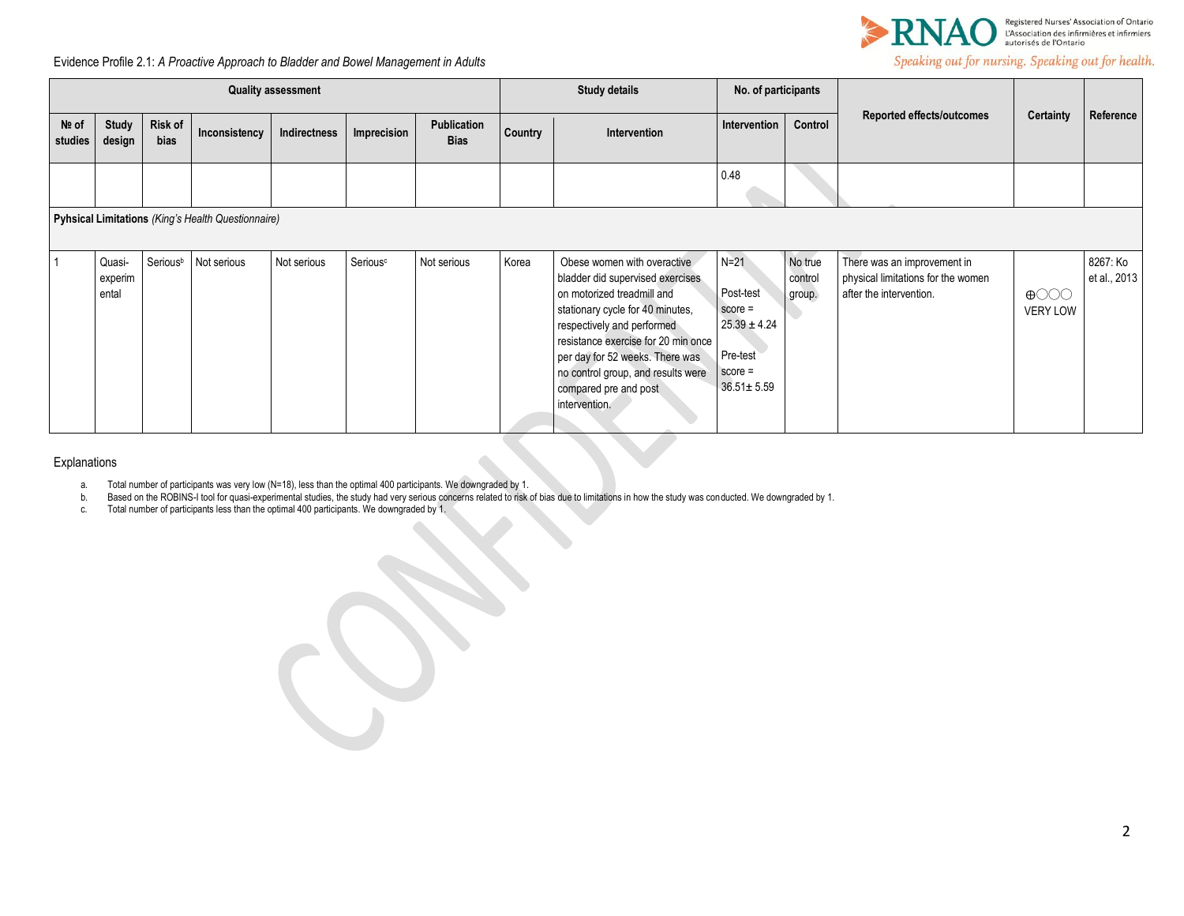Evidence Profile 2.1: *A Proactive Approach to Bladder and Bowel Management in Adults*

| Quality assessment | | | | | | | Study details | | No. of participants | | Reported effects/outcomes | Certainty | Reference |
|---|---|---|---|---|---|---|---|---|---|---|---|---|---|
| № of studies | Study design | Risk of bias | Inconsistency | Indirectness | Imprecision | Publication Bias | Country | Intervention | Intervention | Control | | | |
| | | | | | | | | | 0.48 | | | | |
| **Pyhsical Limitations** *(King's Health Questionnaire)* | | | | | | | | | | | | | |
| 1 | Quasi-experimental | Serious[b] | Not serious | Not serious | Serious[c] | Not serious | Korea | Obese women with overactive bladder did supervised exercises on motorized treadmill and stationary cycle for 40 minutes, respectively and performed resistance exercise for 20 min once per day for 52 weeks. There was no control group, and results were compared pre and post intervention. | N=21<br><br>Post-test score = 25.39 ± 4.24<br><br>Pre-test score = 36.51± 5.59 | No true control group. | There was an improvement in physical limitations for the women after the intervention. | ⊕◯◯◯ VERY LOW | 8267: Ko et al., 2013 |

Explanations

a. Total number of participants was very low (N=18), less than the optimal 400 participants. We downgraded by 1.
b. Based on the ROBINS-I tool for quasi-experimental studies, the study had very serious concerns related to risk of bias due to limitations in how the study was conducted. We downgraded by 1.
c. Total number of participants less than the optimal 400 participants. We downgraded by 1.